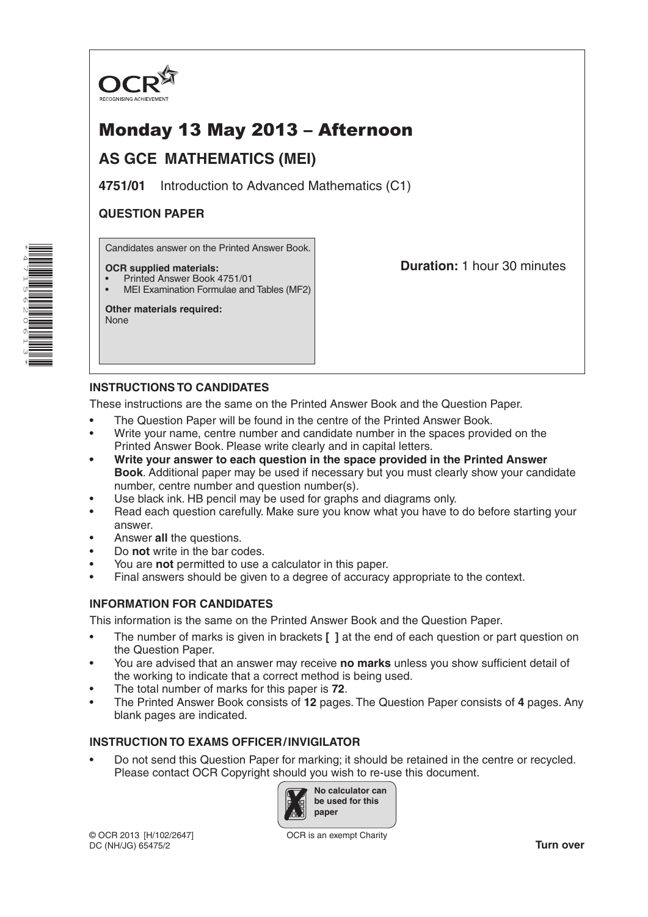OCR
RECOGNISING ACHIEVEMENT

# Monday 13 May 2013 – Afternoon

## AS GCE MATHEMATICS (MEI)

**4751/01** Introduction to Advanced Mathematics (C1)

**QUESTION PAPER**

Candidates answer on the Printed Answer Book.

**OCR supplied materials:**
- Printed Answer Book 4751/01
- MEI Examination Formulae and Tables (MF2)

**Other materials required:**
None

**Duration:** 1 hour 30 minutes

### INSTRUCTIONS TO CANDIDATES

These instructions are the same on the Printed Answer Book and the Question Paper.

- The Question Paper will be found in the centre of the Printed Answer Book.
- Write your name, centre number and candidate number in the spaces provided on the Printed Answer Book. Please write clearly and in capital letters.
- **Write your answer to each question in the space provided in the Printed Answer Book**. Additional paper may be used if necessary but you must clearly show your candidate number, centre number and question number(s).
- Use black ink. HB pencil may be used for graphs and diagrams only.
- Read each question carefully. Make sure you know what you have to do before starting your answer.
- Answer **all** the questions.
- Do **not** write in the bar codes.
- You are **not** permitted to use a calculator in this paper.
- Final answers should be given to a degree of accuracy appropriate to the context.

### INFORMATION FOR CANDIDATES

This information is the same on the Printed Answer Book and the Question Paper.

- The number of marks is given in brackets **[ ]** at the end of each question or part question on the Question Paper.
- You are advised that an answer may receive **no marks** unless you show sufficient detail of the working to indicate that a correct method is being used.
- The total number of marks for this paper is **72**.
- The Printed Answer Book consists of **12** pages. The Question Paper consists of **4** pages. Any blank pages are indicated.

### INSTRUCTION TO EXAMS OFFICER / INVIGILATOR

- Do not send this Question Paper for marking; it should be retained in the centre or recycled. Please contact OCR Copyright should you wish to re-use this document.

**No calculator can be used for this paper**

© OCR 2013 [H/102/2647]
DC (NH/JG) 65475/2

OCR is an exempt Charity

**Turn over**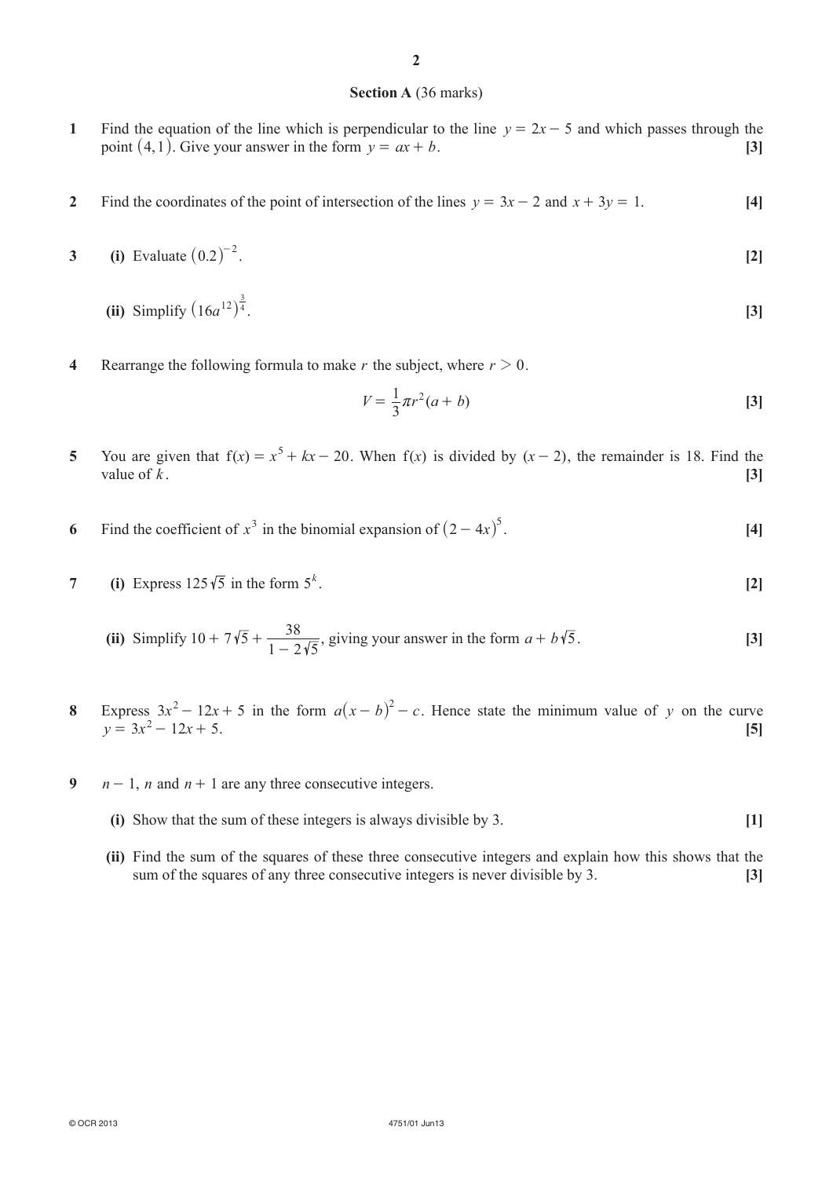## Section A (36 marks)

**1** Find the equation of the line which is perpendicular to the line $y = 2x - 5$ and which passes through the point $(4, 1)$. Give your answer in the form $y = ax + b$. **[3]**

**2** Find the coordinates of the point of intersection of the lines $y = 3x - 2$ and $x + 3y = 1$. **[4]**

**3** **(i)** Evaluate $(0.2)^{-2}$. **[2]**

**(ii)** Simplify $\left(16a^{12}\right)^{\frac{3}{4}}$. **[3]**

**4** Rearrange the following formula to make $r$ the subject, where $r > 0$.

$$V = \frac{1}{3}\pi r^2 (a + b)$$

**[3]**

**5** You are given that $\mathrm{f}(x) = x^5 + kx - 20$. When $\mathrm{f}(x)$ is divided by $(x - 2)$, the remainder is 18. Find the value of $k$. **[3]**

**6** Find the coefficient of $x^3$ in the binomial expansion of $(2 - 4x)^5$. **[4]**

**7** **(i)** Express $125\sqrt{5}$ in the form $5^k$. **[2]**

**(ii)** Simplify $10 + 7\sqrt{5} + \dfrac{38}{1 - 2\sqrt{5}}$, giving your answer in the form $a + b\sqrt{5}$. **[3]**

**8** Express $3x^2 - 12x + 5$ in the form $a(x - b)^2 - c$. Hence state the minimum value of $y$ on the curve $y = 3x^2 - 12x + 5$. **[5]**

**9** $n - 1$, $n$ and $n + 1$ are any three consecutive integers.

**(i)** Show that the sum of these integers is always divisible by 3. **[1]**

**(ii)** Find the sum of the squares of these three consecutive integers and explain how this shows that the sum of the squares of any three consecutive integers is never divisible by 3. **[3]**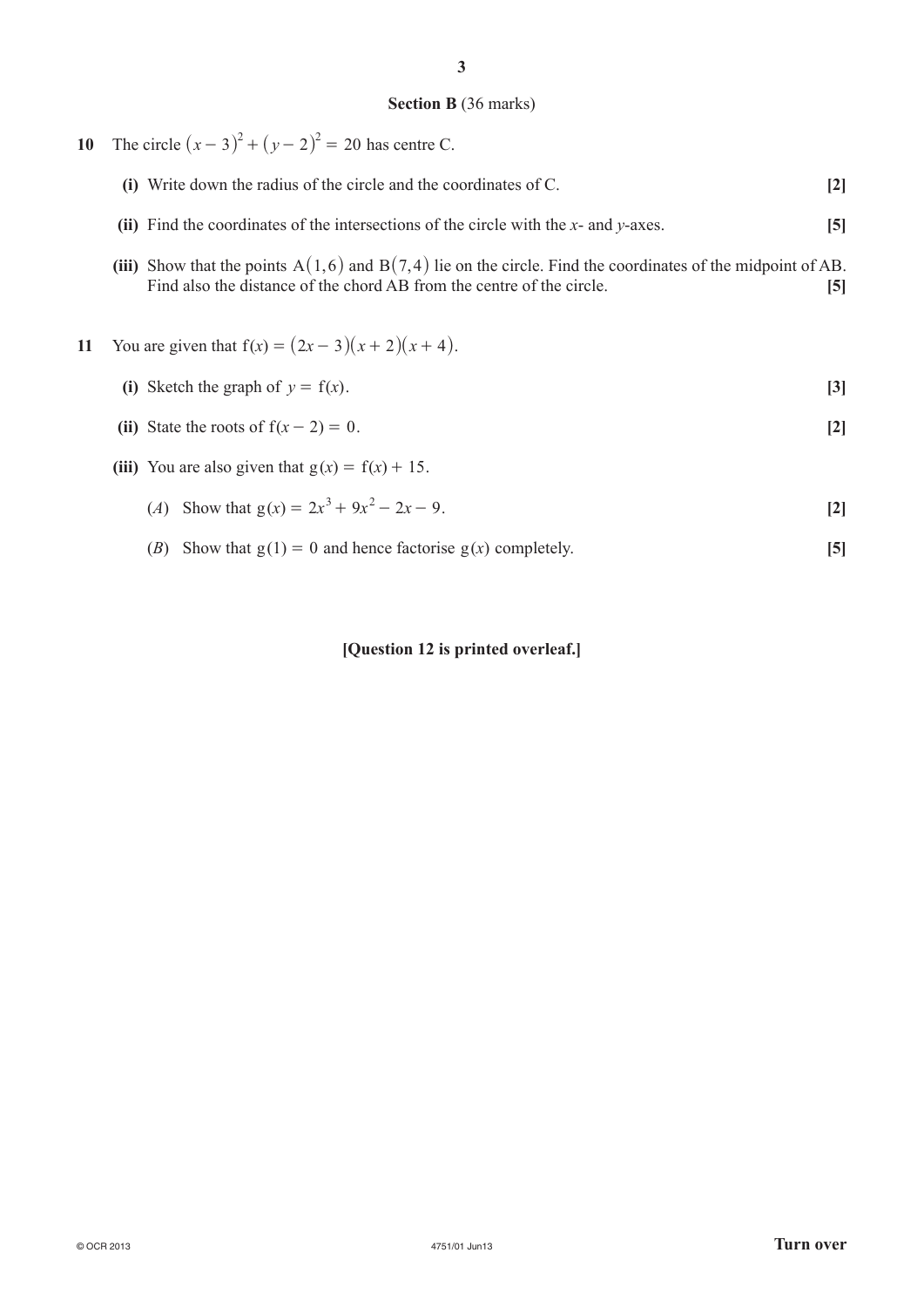## Section B (36 marks)

**10** The circle $(x-3)^2 + (y-2)^2 = 20$ has centre C.

**(i)** Write down the radius of the circle and the coordinates of C. **[2]**

**(ii)** Find the coordinates of the intersections of the circle with the $x$- and $y$-axes. **[5]**

**(iii)** Show that the points $\mathrm{A}(1,6)$ and $\mathrm{B}(7,4)$ lie on the circle. Find the coordinates of the midpoint of AB. Find also the distance of the chord AB from the centre of the circle. **[5]**

**11** You are given that $\mathrm{f}(x) = (2x-3)(x+2)(x+4)$.

**(i)** Sketch the graph of $y = \mathrm{f}(x)$. **[3]**

**(ii)** State the roots of $\mathrm{f}(x-2) = 0$. **[2]**

**(iii)** You are also given that $\mathrm{g}(x) = \mathrm{f}(x) + 15$.

(*A*) Show that $\mathrm{g}(x) = 2x^3 + 9x^2 - 2x - 9$. **[2]**

(*B*) Show that $\mathrm{g}(1) = 0$ and hence factorise $\mathrm{g}(x)$ completely. **[5]**

**[Question 12 is printed overleaf.]**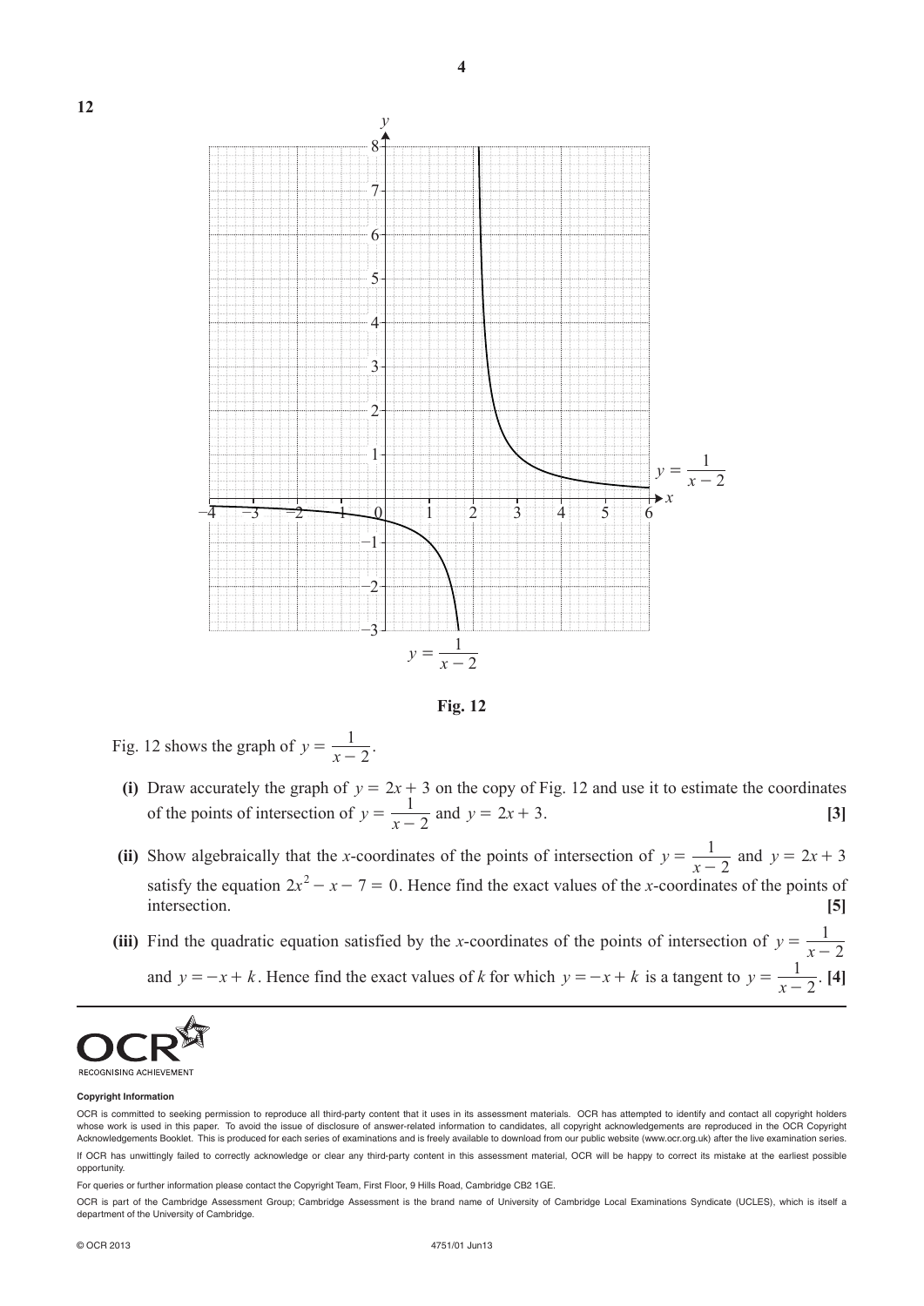**12**

y

8

7

6

5

4

3

2

1

0

−1

−2

−3

x

−4 −3 −2 −1 1 2 3 4 5 6

$y = \dfrac{1}{x-2}$

$y = \dfrac{1}{x-2}$

**Fig. 12**

Fig. 12 shows the graph of $y = \dfrac{1}{x-2}$.

**(i)** Draw accurately the graph of $y = 2x + 3$ on the copy of Fig. 12 and use it to estimate the coordinates of the points of intersection of $y = \dfrac{1}{x-2}$ and $y = 2x + 3$. **[3]**

**(ii)** Show algebraically that the $x$-coordinates of the points of intersection of $y = \dfrac{1}{x-2}$ and $y = 2x + 3$ satisfy the equation $2x^2 - x - 7 = 0$. Hence find the exact values of the $x$-coordinates of the points of intersection. **[5]**

**(iii)** Find the quadratic equation satisfied by the $x$-coordinates of the points of intersection of $y = \dfrac{1}{x-2}$ and $y = -x + k$. Hence find the exact values of $k$ for which $y = -x + k$ is a tangent to $y = \dfrac{1}{x-2}$. **[4]**

OCR
RECOGNISING ACHIEVEMENT

**Copyright Information**

OCR is committed to seeking permission to reproduce all third-party content that it uses in its assessment materials. OCR has attempted to identify and contact all copyright holders whose work is used in this paper. To avoid the issue of disclosure of answer-related information to candidates, all copyright acknowledgements are reproduced in the OCR Copyright Acknowledgements Booklet. This is produced for each series of examinations and is freely available to download from our public website (www.ocr.org.uk) after the live examination series.

If OCR has unwittingly failed to correctly acknowledge or clear any third-party content in this assessment material, OCR will be happy to correct its mistake at the earliest possible opportunity.

For queries or further information please contact the Copyright Team, First Floor, 9 Hills Road, Cambridge CB2 1GE.

OCR is part of the Cambridge Assessment Group; Cambridge Assessment is the brand name of University of Cambridge Local Examinations Syndicate (UCLES), which is itself a department of the University of Cambridge.